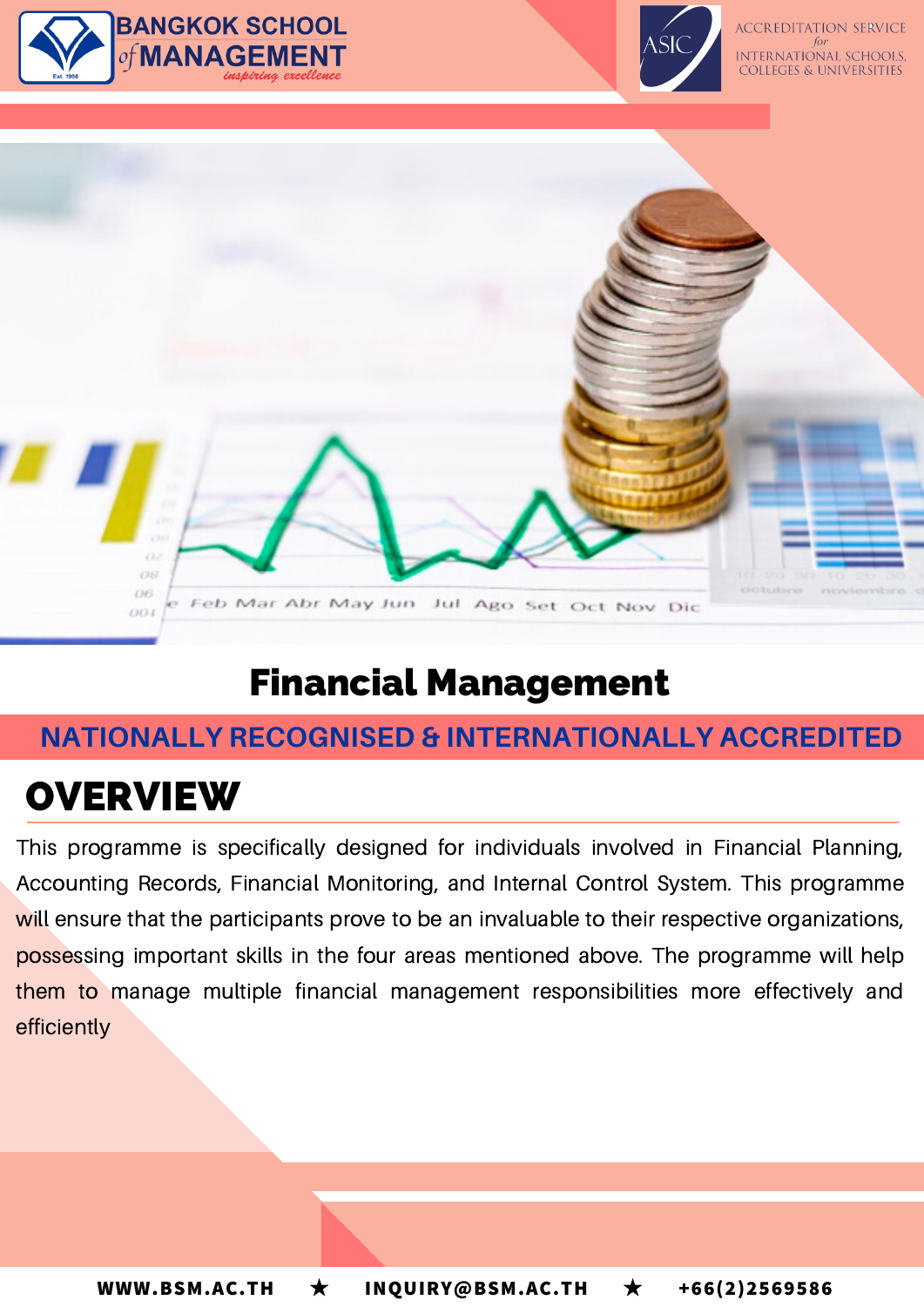BANGKOK SCHOOL of MANAGEMENT
*inspiring excellence*

ACCREDITATION SERVICE for INTERNATIONAL SCHOOLS, COLLEGES & UNIVERSITIES

# Financial Management

**NATIONALLY RECOGNISED & INTERNATIONALLY ACCREDITED**

## OVERVIEW

This programme is specifically designed for individuals involved in Financial Planning, Accounting Records, Financial Monitoring, and Internal Control System. This programme will ensure that the participants prove to be an invaluable to their respective organizations, possessing important skills in the four areas mentioned above. The programme will help them to manage multiple financial management responsibilities more effectively and efficiently

WWW.BSM.AC.TH ★ INQUIRY@BSM.AC.TH ★ +66(2)2569586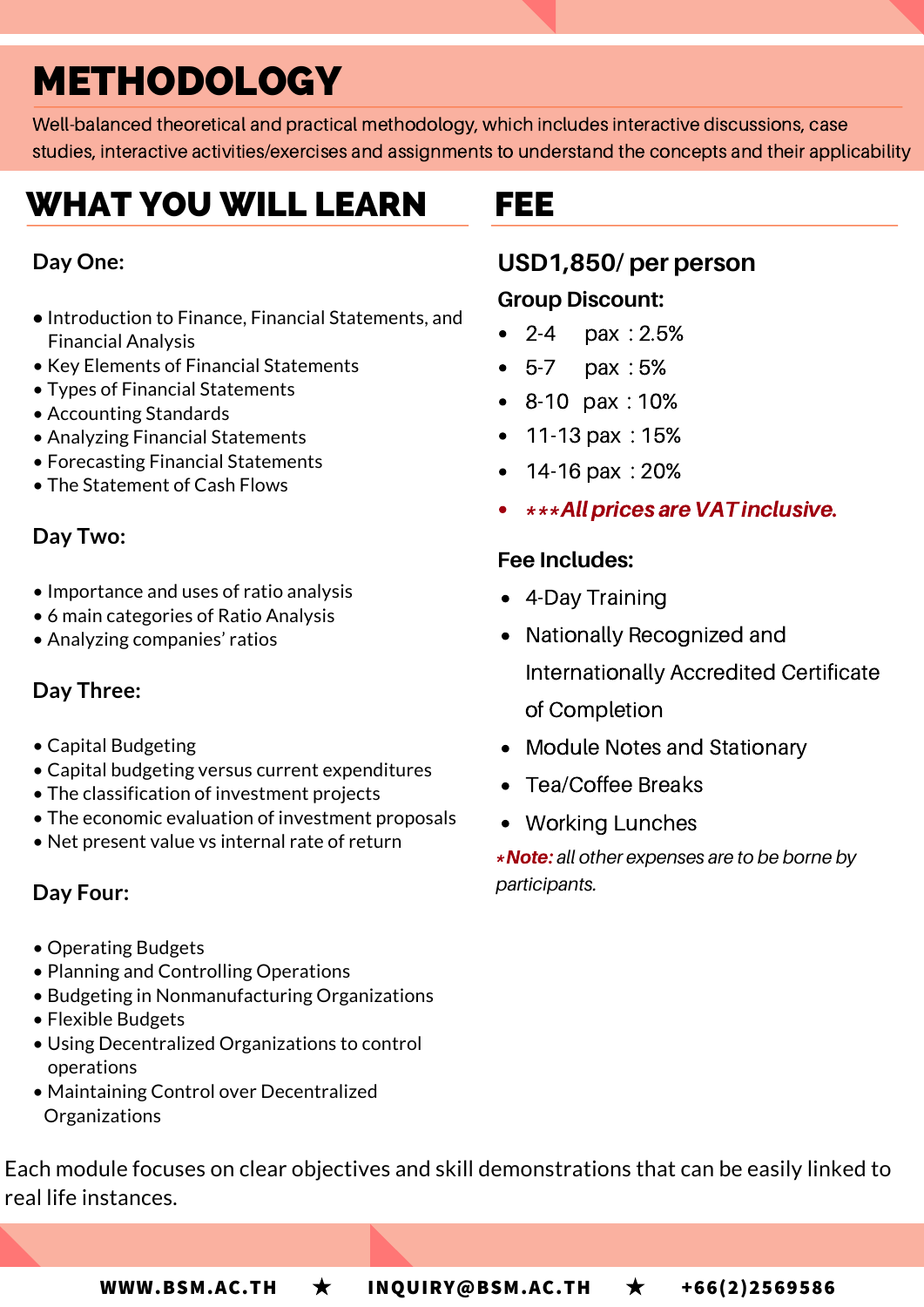# METHODOLOGY

Well-balanced theoretical and practical methodology, which includes interactive discussions, case studies, interactive activities/exercises and assignments to understand the concepts and their applicability

## WHAT YOU WILL LEARN

**Day One:**

- Introduction to Finance, Financial Statements, and Financial Analysis
- Key Elements of Financial Statements
- Types of Financial Statements
- Accounting Standards
- Analyzing Financial Statements
- Forecasting Financial Statements
- The Statement of Cash Flows

**Day Two:**

- Importance and uses of ratio analysis
- 6 main categories of Ratio Analysis
- Analyzing companies' ratios

**Day Three:**

- Capital Budgeting
- Capital budgeting versus current expenditures
- The classification of investment projects
- The economic evaluation of investment proposals
- Net present value vs internal rate of return

**Day Four:**

- Operating Budgets
- Planning and Controlling Operations
- Budgeting in Nonmanufacturing Organizations
- Flexible Budgets
- Using Decentralized Organizations to control operations
- Maintaining Control over Decentralized Organizations

## FEE

**USD1,850/ per person**

**Group Discount:**

- 2-4 pax : 2.5%
- 5-7 pax : 5%
- 8-10 pax : 10%
- 11-13 pax : 15%
- 14-16 pax : 20%
- ****All prices are VAT inclusive.***

**Fee Includes:**

- 4-Day Training
- Nationally Recognized and Internationally Accredited Certificate of Completion
- Module Notes and Stationary
- Tea/Coffee Breaks
- Working Lunches

**Note:** *all other expenses are to be borne by participants.*

Each module focuses on clear objectives and skill demonstrations that can be easily linked to real life instances.

WWW.BSM.AC.TH ★ INQUIRY@BSM.AC.TH ★ +66(2)2569586